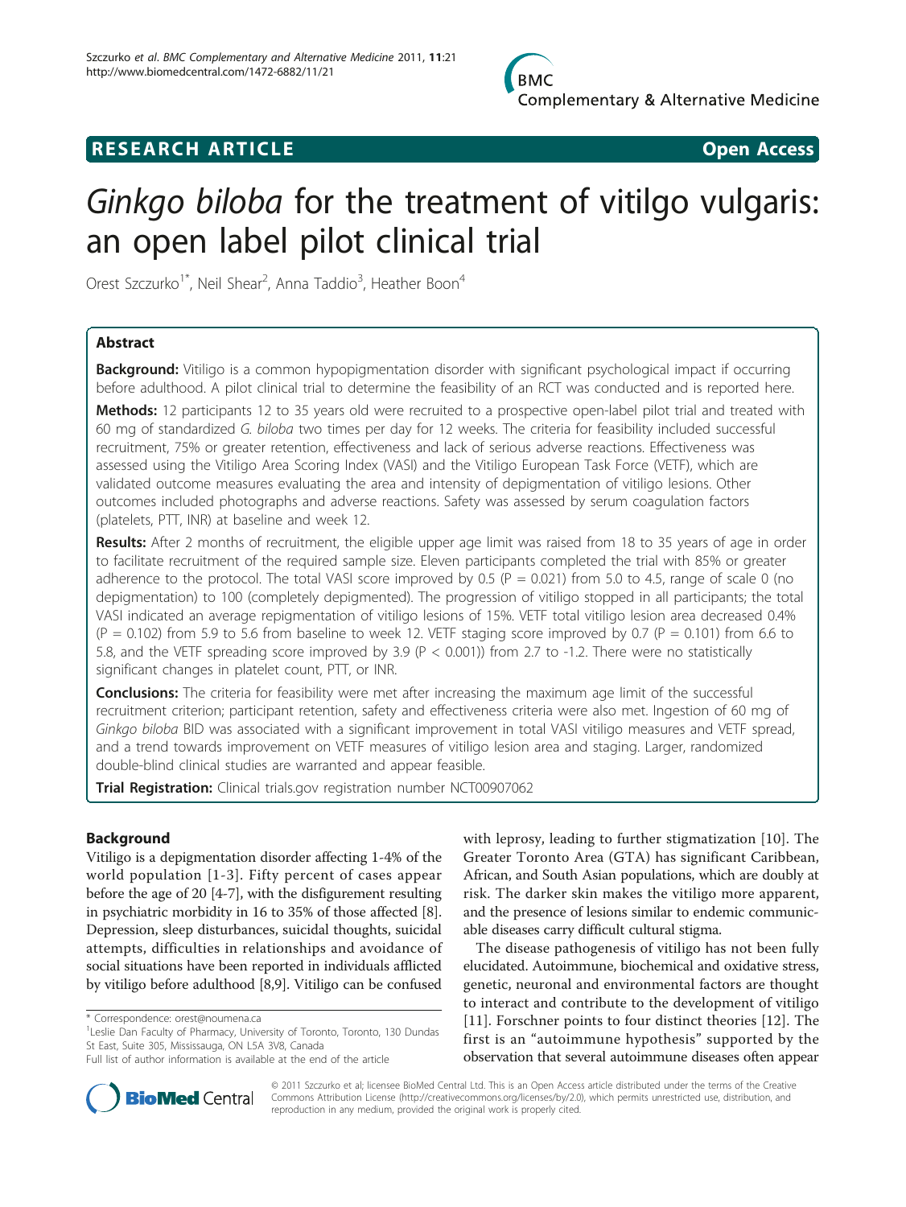**RESEARCH ARTICLE** **Open Access**

# *Ginkgo biloba* for the treatment of vitilgo vulgaris: an open label pilot clinical trial

Orest Szczurko[1*], Neil Shear[2], Anna Taddio[3], Heather Boon[4]

## Abstract

**Background:** Vitiligo is a common hypopigmentation disorder with significant psychological impact if occurring before adulthood. A pilot clinical trial to determine the feasibility of an RCT was conducted and is reported here.

**Methods:** 12 participants 12 to 35 years old were recruited to a prospective open-label pilot trial and treated with 60 mg of standardized *G. biloba* two times per day for 12 weeks. The criteria for feasibility included successful recruitment, 75% or greater retention, effectiveness and lack of serious adverse reactions. Effectiveness was assessed using the Vitiligo Area Scoring Index (VASI) and the Vitiligo European Task Force (VETF), which are validated outcome measures evaluating the area and intensity of depigmentation of vitiligo lesions. Other outcomes included photographs and adverse reactions. Safety was assessed by serum coagulation factors (platelets, PTT, INR) at baseline and week 12.

**Results:** After 2 months of recruitment, the eligible upper age limit was raised from 18 to 35 years of age in order to facilitate recruitment of the required sample size. Eleven participants completed the trial with 85% or greater adherence to the protocol. The total VASI score improved by 0.5 ($P = 0.021$) from 5.0 to 4.5, range of scale 0 (no depigmentation) to 100 (completely depigmented). The progression of vitiligo stopped in all participants; the total VASI indicated an average repigmentation of vitiligo lesions of 15%. VETF total vitiligo lesion area decreased 0.4% ($P = 0.102$) from 5.9 to 5.6 from baseline to week 12. VETF staging score improved by 0.7 ($P = 0.101$) from 6.6 to 5.8, and the VETF spreading score improved by 3.9 ($P < 0.001$)) from 2.7 to -1.2. There were no statistically significant changes in platelet count, PTT, or INR.

**Conclusions:** The criteria for feasibility were met after increasing the maximum age limit of the successful recruitment criterion; participant retention, safety and effectiveness criteria were also met. Ingestion of 60 mg of *Ginkgo biloba* BID was associated with a significant improvement in total VASI vitiligo measures and VETF spread, and a trend towards improvement on VETF measures of vitiligo lesion area and staging. Larger, randomized double-blind clinical studies are warranted and appear feasible.

**Trial Registration:** Clinical trials.gov registration number NCT00907062

## Background

Vitiligo is a depigmentation disorder affecting 1-4% of the world population [1-3]. Fifty percent of cases appear before the age of 20 [4-7], with the disfigurement resulting in psychiatric morbidity in 16 to 35% of those affected [8]. Depression, sleep disturbances, suicidal thoughts, suicidal attempts, difficulties in relationships and avoidance of social situations have been reported in individuals afflicted by vitiligo before adulthood [8,9]. Vitiligo can be confused with leprosy, leading to further stigmatization [10]. The Greater Toronto Area (GTA) has significant Caribbean, African, and South Asian populations, which are doubly at risk. The darker skin makes the vitiligo more apparent, and the presence of lesions similar to endemic communicable diseases carry difficult cultural stigma.

The disease pathogenesis of vitiligo has not been fully elucidated. Autoimmune, biochemical and oxidative stress, genetic, neuronal and environmental factors are thought to interact and contribute to the development of vitiligo [11]. Forschner points to four distinct theories [12]. The first is an "autoimmune hypothesis" supported by the observation that several autoimmune diseases often appear

\* Correspondence: orest@noumena.ca

[1]Leslie Dan Faculty of Pharmacy, University of Toronto, Toronto, 130 Dundas St East, Suite 305, Mississauga, ON L5A 3V8, Canada

Full list of author information is available at the end of the article

© 2011 Szczurko et al; licensee BioMed Central Ltd. This is an Open Access article distributed under the terms of the Creative Commons Attribution License (http://creativecommons.org/licenses/by/2.0), which permits unrestricted use, distribution, and reproduction in any medium, provided the original work is properly cited.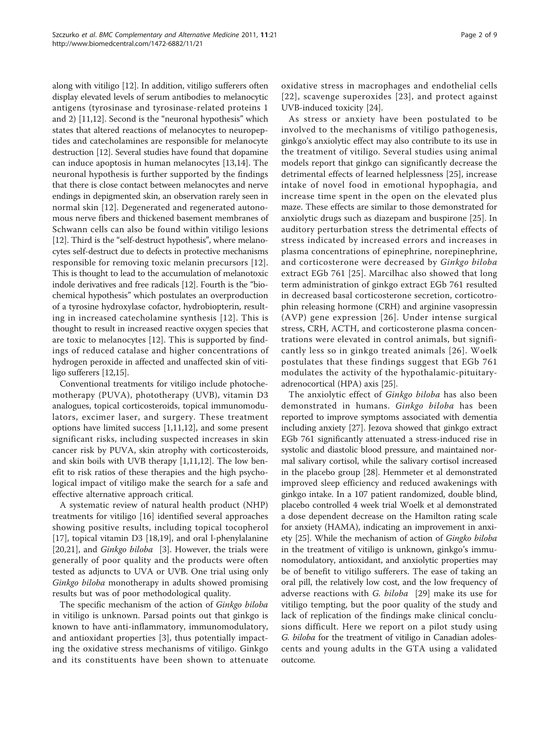along with vitiligo [12]. In addition, vitiligo sufferers often display elevated levels of serum antibodies to melanocytic antigens (tyrosinase and tyrosinase-related proteins 1 and 2) [11,12]. Second is the "neuronal hypothesis" which states that altered reactions of melanocytes to neuropeptides and catecholamines are responsible for melanocyte destruction [12]. Several studies have found that dopamine can induce apoptosis in human melanocytes [13,14]. The neuronal hypothesis is further supported by the findings that there is close contact between melanocytes and nerve endings in depigmented skin, an observation rarely seen in normal skin [12]. Degenerated and regenerated autonomous nerve fibers and thickened basement membranes of Schwann cells can also be found within vitiligo lesions [12]. Third is the "self-destruct hypothesis", where melanocytes self-destruct due to defects in protective mechanisms responsible for removing toxic melanin precursors [12]. This is thought to lead to the accumulation of melanotoxic indole derivatives and free radicals [12]. Fourth is the "biochemical hypothesis" which postulates an overproduction of a tyrosine hydroxylase cofactor, hydrobiopterin, resulting in increased catecholamine synthesis [12]. This is thought to result in increased reactive oxygen species that are toxic to melanocytes [12]. This is supported by findings of reduced catalase and higher concentrations of hydrogen peroxide in affected and unaffected skin of vitiligo sufferers [12,15].

Conventional treatments for vitiligo include photochemotherapy (PUVA), phototherapy (UVB), vitamin D3 analogues, topical corticosteroids, topical immunomodulators, excimer laser, and surgery. These treatment options have limited success [1,11,12], and some present significant risks, including suspected increases in skin cancer risk by PUVA, skin atrophy with corticosteroids, and skin boils with UVB therapy [1,11,12]. The low benefit to risk ratios of these therapies and the high psychological impact of vitiligo make the search for a safe and effective alternative approach critical.

A systematic review of natural health product (NHP) treatments for vitiligo [16] identified several approaches showing positive results, including topical tocopherol [17], topical vitamin D3 [18,19], and oral l-phenylalanine [20,21], and *Ginkgo biloba* [3]. However, the trials were generally of poor quality and the products were often tested as adjuncts to UVA or UVB. One trial using only *Ginkgo biloba* monotherapy in adults showed promising results but was of poor methodological quality.

The specific mechanism of the action of *Ginkgo biloba* in vitiligo is unknown. Parsad points out that ginkgo is known to have anti-inflammatory, immunomodulatory, and antioxidant properties [3], thus potentially impacting the oxidative stress mechanisms of vitiligo. Ginkgo and its constituents have been shown to attenuate oxidative stress in macrophages and endothelial cells [22], scavenge superoxides [23], and protect against UVB-induced toxicity [24].

As stress or anxiety have been postulated to be involved to the mechanisms of vitiligo pathogenesis, ginkgo's anxiolytic effect may also contribute to its use in the treatment of vitiligo. Several studies using animal models report that ginkgo can significantly decrease the detrimental effects of learned helplessness [25], increase intake of novel food in emotional hypophagia, and increase time spent in the open on the elevated plus maze. These effects are similar to those demonstrated for anxiolytic drugs such as diazepam and buspirone [25]. In auditory perturbation stress the detrimental effects of stress indicated by increased errors and increases in plasma concentrations of epinephrine, norepinephrine, and corticosterone were decreased by *Ginkgo biloba* extract EGb 761 [25]. Marcilhac also showed that long term administration of ginkgo extract EGb 761 resulted in decreased basal corticosterone secretion, corticotrophin releasing hormone (CRH) and arginine vasopressin (AVP) gene expression [26]. Under intense surgical stress, CRH, ACTH, and corticosterone plasma concentrations were elevated in control animals, but significantly less so in ginkgo treated animals [26]. Woelk postulates that these findings suggest that EGb 761 modulates the activity of the hypothalamic-pituitary-adrenocortical (HPA) axis [25].

The anxiolytic effect of *Ginkgo biloba* has also been demonstrated in humans. *Ginkgo biloba* has been reported to improve symptoms associated with dementia including anxiety [27]. Jezova showed that ginkgo extract EGb 761 significantly attenuated a stress-induced rise in systolic and diastolic blood pressure, and maintained normal salivary cortisol, while the salivary cortisol increased in the placebo group [28]. Hemmeter et al demonstrated improved sleep efficiency and reduced awakenings with ginkgo intake. In a 107 patient randomized, double blind, placebo controlled 4 week trial Woelk et al demonstrated a dose dependent decrease on the Hamilton rating scale for anxiety (HAMA), indicating an improvement in anxiety [25]. While the mechanism of action of *Gingko biloba* in the treatment of vitiligo is unknown, ginkgo's immunomodulatory, antioxidant, and anxiolytic properties may be of benefit to vitiligo sufferers. The ease of taking an oral pill, the relatively low cost, and the low frequency of adverse reactions with *G. biloba* [29] make its use for vitiligo tempting, but the poor quality of the study and lack of replication of the findings make clinical conclusions difficult. Here we report on a pilot study using *G. biloba* for the treatment of vitiligo in Canadian adolescents and young adults in the GTA using a validated outcome.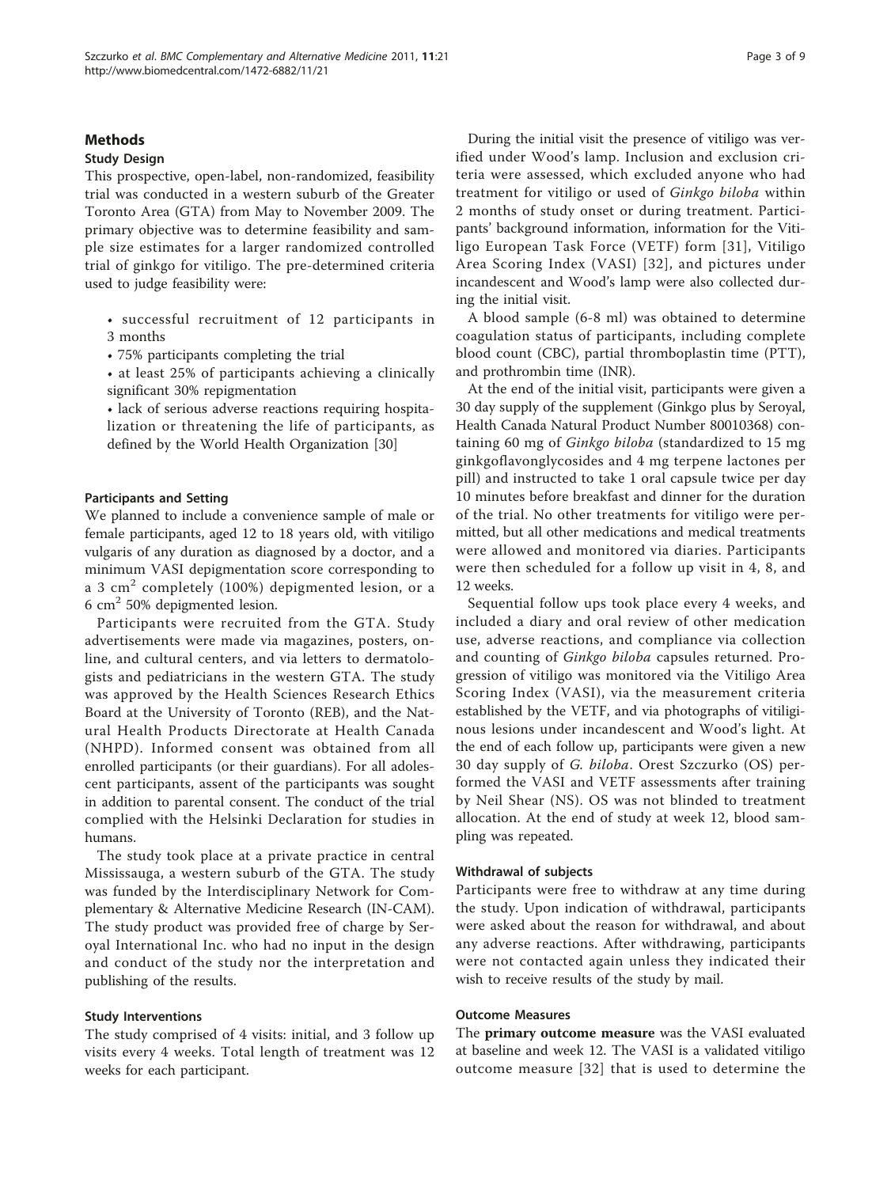## Methods

### Study Design

This prospective, open-label, non-randomized, feasibility trial was conducted in a western suburb of the Greater Toronto Area (GTA) from May to November 2009. The primary objective was to determine feasibility and sample size estimates for a larger randomized controlled trial of ginkgo for vitiligo. The pre-determined criteria used to judge feasibility were:

- successful recruitment of 12 participants in 3 months
- 75% participants completing the trial
- at least 25% of participants achieving a clinically significant 30% repigmentation
- lack of serious adverse reactions requiring hospitalization or threatening the life of participants, as defined by the World Health Organization [30]

#### Participants and Setting

We planned to include a convenience sample of male or female participants, aged 12 to 18 years old, with vitiligo vulgaris of any duration as diagnosed by a doctor, and a minimum VASI depigmentation score corresponding to a 3 $cm^2$ completely (100%) depigmented lesion, or a 6 $cm^2$ 50% depigmented lesion.

Participants were recruited from the GTA. Study advertisements were made via magazines, posters, online, and cultural centers, and via letters to dermatologists and pediatricians in the western GTA. The study was approved by the Health Sciences Research Ethics Board at the University of Toronto (REB), and the Natural Health Products Directorate at Health Canada (NHPD). Informed consent was obtained from all enrolled participants (or their guardians). For all adolescent participants, assent of the participants was sought in addition to parental consent. The conduct of the trial complied with the Helsinki Declaration for studies in humans.

The study took place at a private practice in central Mississauga, a western suburb of the GTA. The study was funded by the Interdisciplinary Network for Complementary & Alternative Medicine Research (IN-CAM). The study product was provided free of charge by Seroyal International Inc. who had no input in the design and conduct of the study nor the interpretation and publishing of the results.

#### Study Interventions

The study comprised of 4 visits: initial, and 3 follow up visits every 4 weeks. Total length of treatment was 12 weeks for each participant.

During the initial visit the presence of vitiligo was verified under Wood's lamp. Inclusion and exclusion criteria were assessed, which excluded anyone who had treatment for vitiligo or used of *Ginkgo biloba* within 2 months of study onset or during treatment. Participants' background information, information for the Vitiligo European Task Force (VETF) form [31], Vitiligo Area Scoring Index (VASI) [32], and pictures under incandescent and Wood's lamp were also collected during the initial visit.

A blood sample (6-8 ml) was obtained to determine coagulation status of participants, including complete blood count (CBC), partial thromboplastin time (PTT), and prothrombin time (INR).

At the end of the initial visit, participants were given a 30 day supply of the supplement (Ginkgo plus by Seroyal, Health Canada Natural Product Number 80010368) containing 60 mg of *Ginkgo biloba* (standardized to 15 mg ginkgoflavonglycosides and 4 mg terpene lactones per pill) and instructed to take 1 oral capsule twice per day 10 minutes before breakfast and dinner for the duration of the trial. No other treatments for vitiligo were permitted, but all other medications and medical treatments were allowed and monitored via diaries. Participants were then scheduled for a follow up visit in 4, 8, and 12 weeks.

Sequential follow ups took place every 4 weeks, and included a diary and oral review of other medication use, adverse reactions, and compliance via collection and counting of *Ginkgo biloba* capsules returned. Progression of vitiligo was monitored via the Vitiligo Area Scoring Index (VASI), via the measurement criteria established by the VETF, and via photographs of vitiliginous lesions under incandescent and Wood's light. At the end of each follow up, participants were given a new 30 day supply of *G. biloba*. Orest Szczurko (OS) performed the VASI and VETF assessments after training by Neil Shear (NS). OS was not blinded to treatment allocation. At the end of study at week 12, blood sampling was repeated.

#### Withdrawal of subjects

Participants were free to withdraw at any time during the study. Upon indication of withdrawal, participants were asked about the reason for withdrawal, and about any adverse reactions. After withdrawing, participants were not contacted again unless they indicated their wish to receive results of the study by mail.

#### Outcome Measures

The **primary outcome measure** was the VASI evaluated at baseline and week 12. The VASI is a validated vitiligo outcome measure [32] that is used to determine the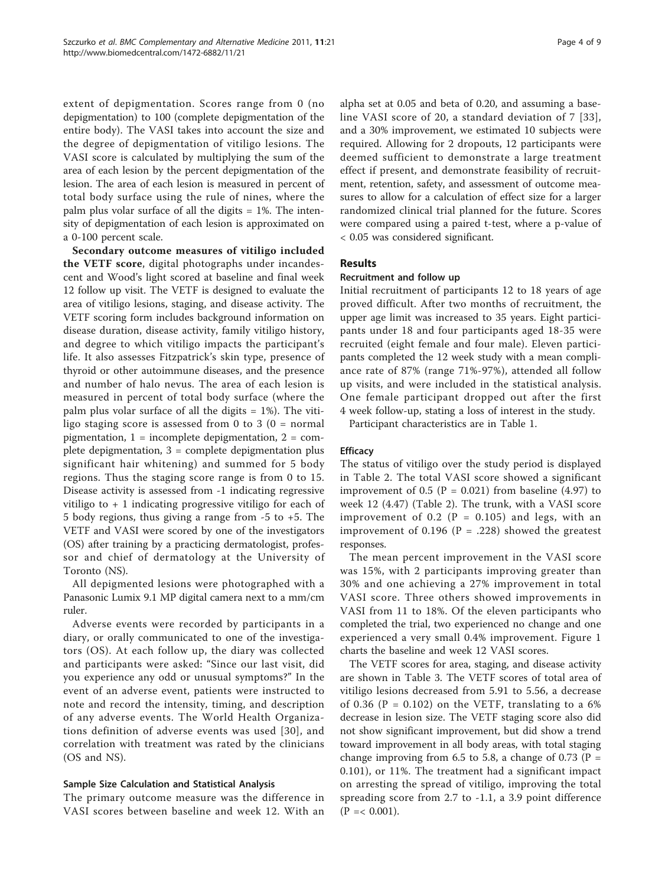extent of depigmentation. Scores range from 0 (no depigmentation) to 100 (complete depigmentation of the entire body). The VASI takes into account the size and the degree of depigmentation of vitiligo lesions. The VASI score is calculated by multiplying the sum of the area of each lesion by the percent depigmentation of the lesion. The area of each lesion is measured in percent of total body surface using the rule of nines, where the palm plus volar surface of all the digits = 1%. The intensity of depigmentation of each lesion is approximated on a 0-100 percent scale.

**Secondary outcome measures of vitiligo included the VETF score**, digital photographs under incandescent and Wood's light scored at baseline and final week 12 follow up visit. The VETF is designed to evaluate the area of vitiligo lesions, staging, and disease activity. The VETF scoring form includes background information on disease duration, disease activity, family vitiligo history, and degree to which vitiligo impacts the participant's life. It also assesses Fitzpatrick's skin type, presence of thyroid or other autoimmune diseases, and the presence and number of halo nevus. The area of each lesion is measured in percent of total body surface (where the palm plus volar surface of all the digits = 1%). The vitiligo staging score is assessed from 0 to 3 (0 = normal pigmentation, 1 = incomplete depigmentation, 2 = complete depigmentation, 3 = complete depigmentation plus significant hair whitening) and summed for 5 body regions. Thus the staging score range is from 0 to 15. Disease activity is assessed from -1 indicating regressive vitiligo to + 1 indicating progressive vitiligo for each of 5 body regions, thus giving a range from -5 to +5. The VETF and VASI were scored by one of the investigators (OS) after training by a practicing dermatologist, professor and chief of dermatology at the University of Toronto (NS).

All depigmented lesions were photographed with a Panasonic Lumix 9.1 MP digital camera next to a mm/cm ruler.

Adverse events were recorded by participants in a diary, or orally communicated to one of the investigators (OS). At each follow up, the diary was collected and participants were asked: "Since our last visit, did you experience any odd or unusual symptoms?" In the event of an adverse event, patients were instructed to note and record the intensity, timing, and description of any adverse events. The World Health Organizations definition of adverse events was used [30], and correlation with treatment was rated by the clinicians (OS and NS).

### Sample Size Calculation and Statistical Analysis

The primary outcome measure was the difference in VASI scores between baseline and week 12. With an alpha set at 0.05 and beta of 0.20, and assuming a baseline VASI score of 20, a standard deviation of 7 [33], and a 30% improvement, we estimated 10 subjects were required. Allowing for 2 dropouts, 12 participants were deemed sufficient to demonstrate a large treatment effect if present, and demonstrate feasibility of recruitment, retention, safety, and assessment of outcome measures to allow for a calculation of effect size for a larger randomized clinical trial planned for the future. Scores were compared using a paired t-test, where a p-value of < 0.05 was considered significant.

## Results

### Recruitment and follow up

Initial recruitment of participants 12 to 18 years of age proved difficult. After two months of recruitment, the upper age limit was increased to 35 years. Eight participants under 18 and four participants aged 18-35 were recruited (eight female and four male). Eleven participants completed the 12 week study with a mean compliance rate of 87% (range 71%-97%), attended all follow up visits, and were included in the statistical analysis. One female participant dropped out after the first 4 week follow-up, stating a loss of interest in the study.

Participant characteristics are in Table 1.

### Efficacy

The status of vitiligo over the study period is displayed in Table 2. The total VASI score showed a significant improvement of 0.5 (P = 0.021) from baseline (4.97) to week 12 (4.47) (Table 2). The trunk, with a VASI score improvement of 0.2 (P = 0.105) and legs, with an improvement of 0.196 (P = .228) showed the greatest responses.

The mean percent improvement in the VASI score was 15%, with 2 participants improving greater than 30% and one achieving a 27% improvement in total VASI score. Three others showed improvements in VASI from 11 to 18%. Of the eleven participants who completed the trial, two experienced no change and one experienced a very small 0.4% improvement. Figure 1 charts the baseline and week 12 VASI scores.

The VETF scores for area, staging, and disease activity are shown in Table 3. The VETF scores of total area of vitiligo lesions decreased from 5.91 to 5.56, a decrease of 0.36 (P = 0.102) on the VETF, translating to a 6% decrease in lesion size. The VETF staging score also did not show significant improvement, but did show a trend toward improvement in all body areas, with total staging change improving from 6.5 to 5.8, a change of 0.73 (P = 0.101), or 11%. The treatment had a significant impact on arresting the spread of vitiligo, improving the total spreading score from 2.7 to -1.1, a 3.9 point difference (P =< 0.001).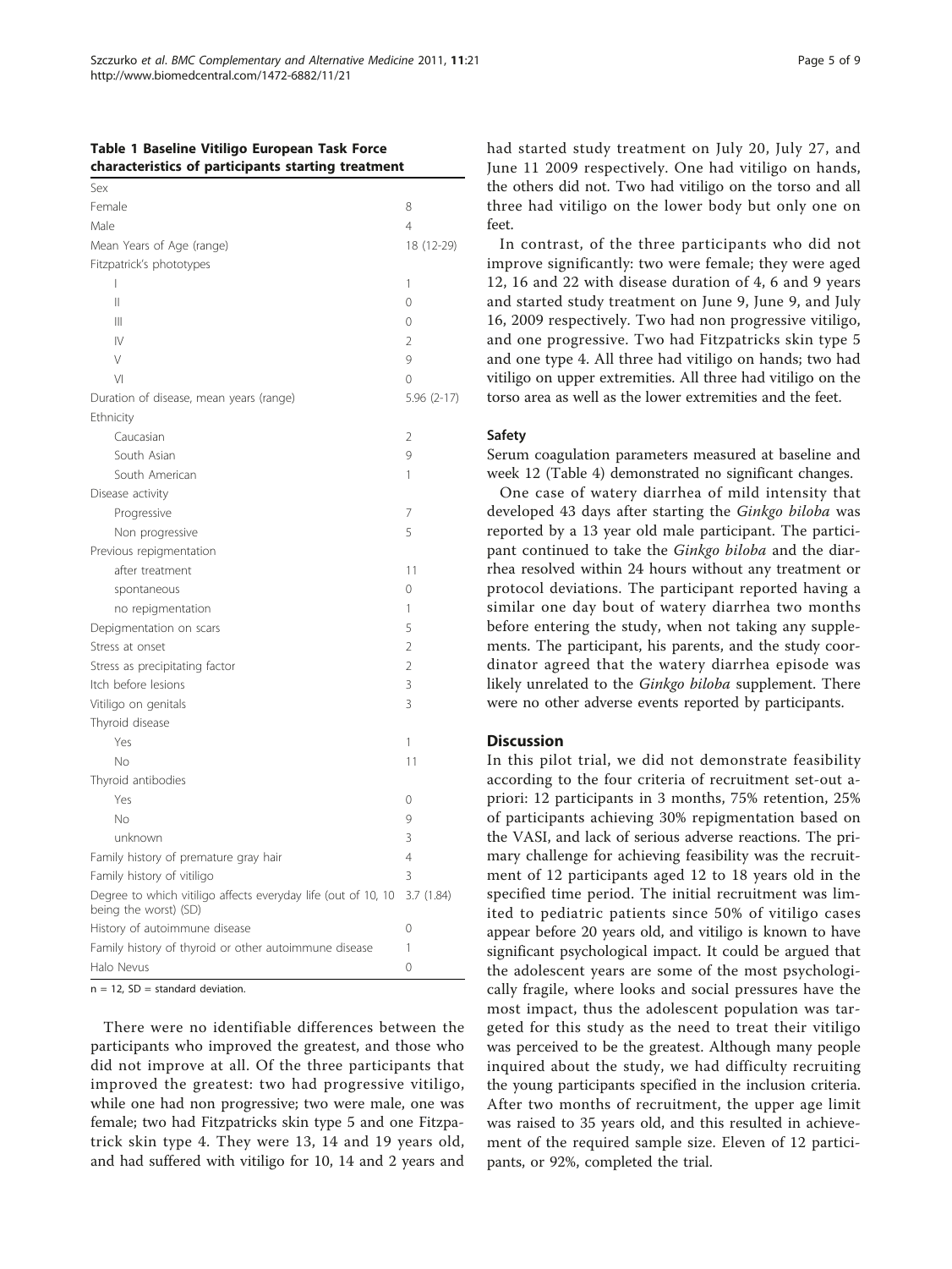**Table 1 Baseline Vitiligo European Task Force characteristics of participants starting treatment**

| | |
|---|---|
| Sex | |
| Female | 8 |
| Male | 4 |
| Mean Years of Age (range) | 18 (12-29) |
| Fitzpatrick's phototypes | |
| I | 1 |
| II | 0 |
| III | 0 |
| IV | 2 |
| V | 9 |
| VI | 0 |
| Duration of disease, mean years (range) | 5.96 (2-17) |
| Ethnicity | |
| Caucasian | 2 |
| South Asian | 9 |
| South American | 1 |
| Disease activity | |
| Progressive | 7 |
| Non progressive | 5 |
| Previous repigmentation | |
| after treatment | 11 |
| spontaneous | 0 |
| no repigmentation | 1 |
| Depigmentation on scars | 5 |
| Stress at onset | 2 |
| Stress as precipitating factor | 2 |
| Itch before lesions | 3 |
| Vitiligo on genitals | 3 |
| Thyroid disease | |
| Yes | 1 |
| No | 11 |
| Thyroid antibodies | |
| Yes | 0 |
| No | 9 |
| unknown | 3 |
| Family history of premature gray hair | 4 |
| Family history of vitiligo | 3 |
| Degree to which vitiligo affects everyday life (out of 10, 10 being the worst) (SD) | 3.7 (1.84) |
| History of autoimmune disease | 0 |
| Family history of thyroid or other autoimmune disease | 1 |
| Halo Nevus | 0 |

n = 12, SD = standard deviation.

There were no identifiable differences between the participants who improved the greatest, and those who did not improve at all. Of the three participants that improved the greatest: two had progressive vitiligo, while one had non progressive; two were male, one was female; two had Fitzpatricks skin type 5 and one Fitzpatrick skin type 4. They were 13, 14 and 19 years old, and had suffered with vitiligo for 10, 14 and 2 years and had started study treatment on July 20, July 27, and June 11 2009 respectively. One had vitiligo on hands, the others did not. Two had vitiligo on the torso and all three had vitiligo on the lower body but only one on feet.

In contrast, of the three participants who did not improve significantly: two were female; they were aged 12, 16 and 22 with disease duration of 4, 6 and 9 years and started study treatment on June 9, June 9, and July 16, 2009 respectively. Two had non progressive vitiligo, and one progressive. Two had Fitzpatricks skin type 5 and one type 4. All three had vitiligo on hands; two had vitiligo on upper extremities. All three had vitiligo on the torso area as well as the lower extremities and the feet.

### Safety

Serum coagulation parameters measured at baseline and week 12 (Table 4) demonstrated no significant changes.

One case of watery diarrhea of mild intensity that developed 43 days after starting the *Ginkgo biloba* was reported by a 13 year old male participant. The participant continued to take the *Ginkgo biloba* and the diarrhea resolved within 24 hours without any treatment or protocol deviations. The participant reported having a similar one day bout of watery diarrhea two months before entering the study, when not taking any supplements. The participant, his parents, and the study coordinator agreed that the watery diarrhea episode was likely unrelated to the *Ginkgo biloba* supplement. There were no other adverse events reported by participants.

## Discussion

In this pilot trial, we did not demonstrate feasibility according to the four criteria of recruitment set-out a-priori: 12 participants in 3 months, 75% retention, 25% of participants achieving 30% repigmentation based on the VASI, and lack of serious adverse reactions. The primary challenge for achieving feasibility was the recruitment of 12 participants aged 12 to 18 years old in the specified time period. The initial recruitment was limited to pediatric patients since 50% of vitiligo cases appear before 20 years old, and vitiligo is known to have significant psychological impact. It could be argued that the adolescent years are some of the most psychologically fragile, where looks and social pressures have the most impact, thus the adolescent population was targeted for this study as the need to treat their vitiligo was perceived to be the greatest. Although many people inquired about the study, we had difficulty recruiting the young participants specified in the inclusion criteria. After two months of recruitment, the upper age limit was raised to 35 years old, and this resulted in achievement of the required sample size. Eleven of 12 participants, or 92%, completed the trial.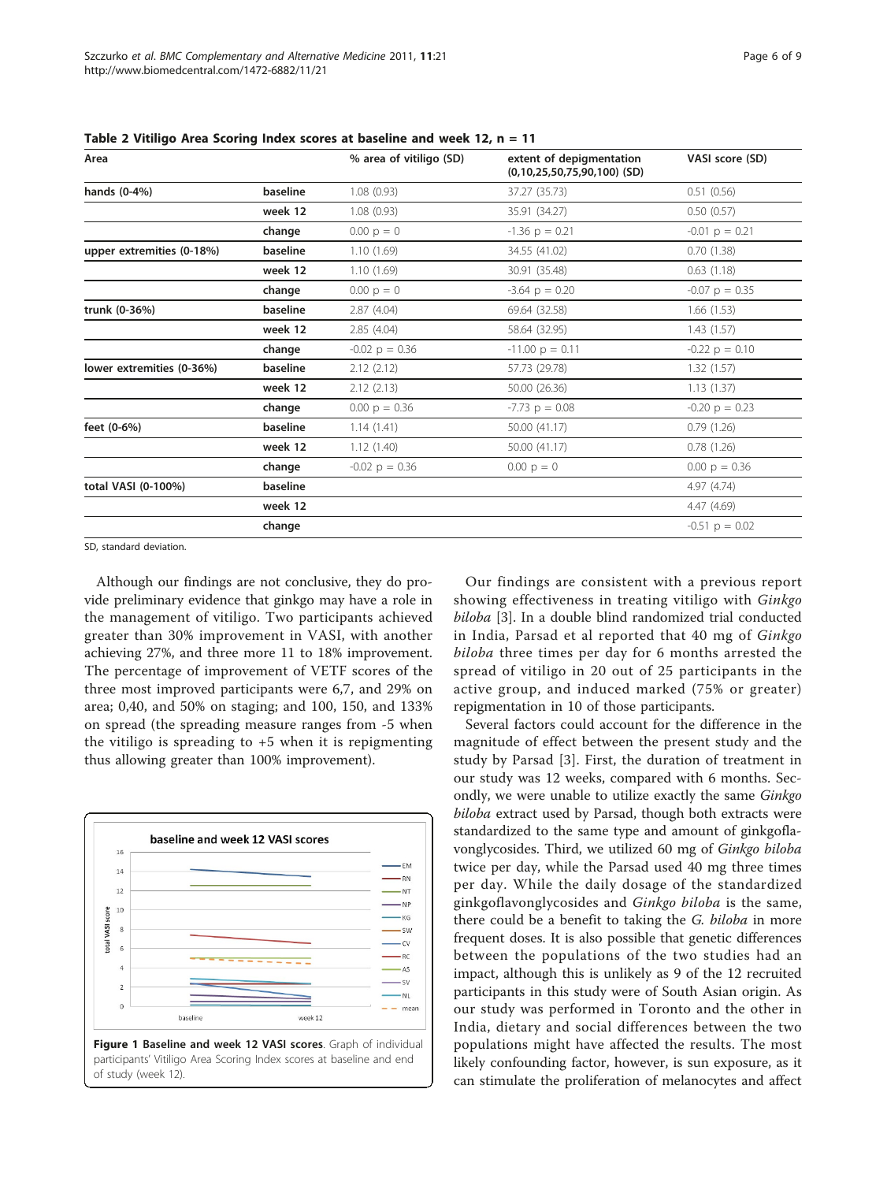**Table 2 Vitiligo Area Scoring Index scores at baseline and week 12, n = 11**

| Area | | % area of vitiligo (SD) | extent of depigmentation (0,10,25,50,75,90,100) (SD) | VASI score (SD) |
|---|---|---|---|---|
| hands (0-4%) | baseline | 1.08 (0.93) | 37.27 (35.73) | 0.51 (0.56) |
| | week 12 | 1.08 (0.93) | 35.91 (34.27) | 0.50 (0.57) |
| | change | 0.00 p = 0 | -1.36 p = 0.21 | -0.01 p = 0.21 |
| upper extremities (0-18%) | baseline | 1.10 (1.69) | 34.55 (41.02) | 0.70 (1.38) |
| | week 12 | 1.10 (1.69) | 30.91 (35.48) | 0.63 (1.18) |
| | change | 0.00 p = 0 | -3.64 p = 0.20 | -0.07 p = 0.35 |
| trunk (0-36%) | baseline | 2.87 (4.04) | 69.64 (32.58) | 1.66 (1.53) |
| | week 12 | 2.85 (4.04) | 58.64 (32.95) | 1.43 (1.57) |
| | change | -0.02 p = 0.36 | -11.00 p = 0.11 | -0.22 p = 0.10 |
| lower extremities (0-36%) | baseline | 2.12 (2.12) | 57.73 (29.78) | 1.32 (1.57) |
| | week 12 | 2.12 (2.13) | 50.00 (26.36) | 1.13 (1.37) |
| | change | 0.00 p = 0.36 | -7.73 p = 0.08 | -0.20 p = 0.23 |
| feet (0-6%) | baseline | 1.14 (1.41) | 50.00 (41.17) | 0.79 (1.26) |
| | week 12 | 1.12 (1.40) | 50.00 (41.17) | 0.78 (1.26) |
| | change | -0.02 p = 0.36 | 0.00 p = 0 | 0.00 p = 0.36 |
| total VASI (0-100%) | baseline | | | 4.97 (4.74) |
| | week 12 | | | 4.47 (4.69) |
| | change | | | -0.51 p = 0.02 |

SD, standard deviation.

Although our findings are not conclusive, they do provide preliminary evidence that ginkgo may have a role in the management of vitiligo. Two participants achieved greater than 30% improvement in VASI, with another achieving 27%, and three more 11 to 18% improvement. The percentage of improvement of VETF scores of the three most improved participants were 6,7, and 29% on area; 0,40, and 50% on staging; and 100, 150, and 133% on spread (the spreading measure ranges from -5 when the vitiligo is spreading to +5 when it is repigmenting thus allowing greater than 100% improvement).

**Figure 1 Baseline and week 12 VASI scores**. Graph of individual participants' Vitiligo Area Scoring Index scores at baseline and end of study (week 12).

Our findings are consistent with a previous report showing effectiveness in treating vitiligo with *Ginkgo biloba* [3]. In a double blind randomized trial conducted in India, Parsad et al reported that 40 mg of *Ginkgo biloba* three times per day for 6 months arrested the spread of vitiligo in 20 out of 25 participants in the active group, and induced marked (75% or greater) repigmentation in 10 of those participants.

Several factors could account for the difference in the magnitude of effect between the present study and the study by Parsad [3]. First, the duration of treatment in our study was 12 weeks, compared with 6 months. Secondly, we were unable to utilize exactly the same *Ginkgo biloba* extract used by Parsad, though both extracts were standardized to the same type and amount of ginkgoflavonglycosides. Third, we utilized 60 mg of *Ginkgo biloba* twice per day, while the Parsad used 40 mg three times per day. While the daily dosage of the standardized ginkgoflavonglycosides and *Ginkgo biloba* is the same, there could be a benefit to taking the *G. biloba* in more frequent doses. It is also possible that genetic differences between the populations of the two studies had an impact, although this is unlikely as 9 of the 12 recruited participants in this study were of South Asian origin. As our study was performed in Toronto and the other in India, dietary and social differences between the two populations might have affected the results. The most likely confounding factor, however, is sun exposure, as it can stimulate the proliferation of melanocytes and affect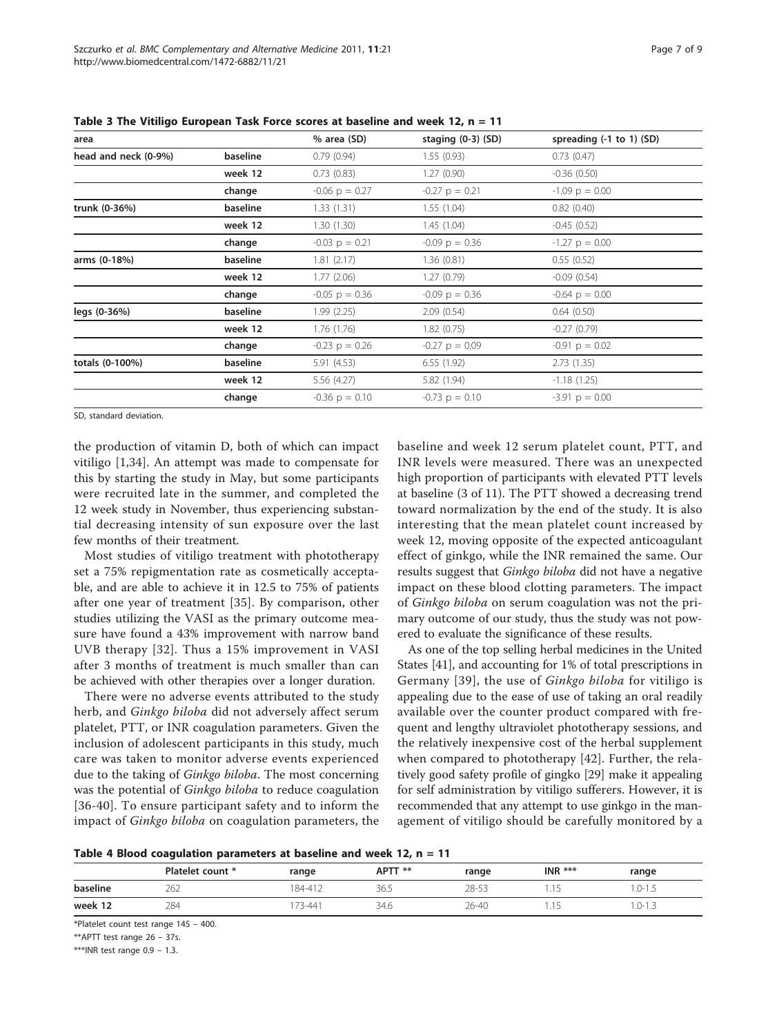**Table 3 The Vitiligo European Task Force scores at baseline and week 12, n = 11**

| area | | % area (SD) | staging (0-3) (SD) | spreading (-1 to 1) (SD) |
|---|---|---|---|---|
| **head and neck (0-9%)** | **baseline** | 0.79 (0.94) | 1.55 (0.93) | 0.73 (0.47) |
| | **week 12** | 0.73 (0.83) | 1.27 (0.90) | -0.36 (0.50) |
| | **change** | -0.06 p = 0.27 | -0.27 p = 0.21 | -1.09 p = 0.00 |
| **trunk (0-36%)** | **baseline** | 1.33 (1.31) | 1.55 (1.04) | 0.82 (0.40) |
| | **week 12** | 1.30 (1.30) | 1.45 (1.04) | -0.45 (0.52) |
| | **change** | -0.03 p = 0.21 | -0.09 p = 0.36 | -1.27 p = 0.00 |
| **arms (0-18%)** | **baseline** | 1.81 (2.17) | 1.36 (0.81) | 0.55 (0.52) |
| | **week 12** | 1.77 (2.06) | 1.27 (0.79) | -0.09 (0.54) |
| | **change** | -0.05 p = 0.36 | -0.09 p = 0.36 | -0.64 p = 0.00 |
| **legs (0-36%)** | **baseline** | 1.99 (2.25) | 2.09 (0.54) | 0.64 (0.50) |
| | **week 12** | 1.76 (1.76) | 1.82 (0.75) | -0.27 (0.79) |
| | **change** | -0.23 p = 0.26 | -0.27 p = 0.09 | -0.91 p = 0.02 |
| **totals (0-100%)** | **baseline** | 5.91 (4.53) | 6.55 (1.92) | 2.73 (1.35) |
| | **week 12** | 5.56 (4.27) | 5.82 (1.94) | -1.18 (1.25) |
| | **change** | -0.36 p = 0.10 | -0.73 p = 0.10 | -3.91 p = 0.00 |

SD, standard deviation.

the production of vitamin D, both of which can impact vitiligo [1,34]. An attempt was made to compensate for this by starting the study in May, but some participants were recruited late in the summer, and completed the 12 week study in November, thus experiencing substantial decreasing intensity of sun exposure over the last few months of their treatment.

Most studies of vitiligo treatment with phototherapy set a 75% repigmentation rate as cosmetically acceptable, and are able to achieve it in 12.5 to 75% of patients after one year of treatment [35]. By comparison, other studies utilizing the VASI as the primary outcome measure have found a 43% improvement with narrow band UVB therapy [32]. Thus a 15% improvement in VASI after 3 months of treatment is much smaller than can be achieved with other therapies over a longer duration.

There were no adverse events attributed to the study herb, and *Ginkgo biloba* did not adversely affect serum platelet, PTT, or INR coagulation parameters. Given the inclusion of adolescent participants in this study, much care was taken to monitor adverse events experienced due to the taking of *Ginkgo biloba*. The most concerning was the potential of *Ginkgo biloba* to reduce coagulation [36-40]. To ensure participant safety and to inform the impact of *Ginkgo biloba* on coagulation parameters, the baseline and week 12 serum platelet count, PTT, and INR levels were measured. There was an unexpected high proportion of participants with elevated PTT levels at baseline (3 of 11). The PTT showed a decreasing trend toward normalization by the end of the study. It is also interesting that the mean platelet count increased by week 12, moving opposite of the expected anticoagulant effect of ginkgo, while the INR remained the same. Our results suggest that *Ginkgo biloba* did not have a negative impact on these blood clotting parameters. The impact of *Ginkgo biloba* on serum coagulation was not the primary outcome of our study, thus the study was not powered to evaluate the significance of these results.

As one of the top selling herbal medicines in the United States [41], and accounting for 1% of total prescriptions in Germany [39], the use of *Ginkgo biloba* for vitiligo is appealing due to the ease of use of taking an oral readily available over the counter product compared with frequent and lengthy ultraviolet phototherapy sessions, and the relatively inexpensive cost of the herbal supplement when compared to phototherapy [42]. Further, the relatively good safety profile of gingko [29] make it appealing for self administration by vitiligo sufferers. However, it is recommended that any attempt to use ginkgo in the management of vitiligo should be carefully monitored by a

**Table 4 Blood coagulation parameters at baseline and week 12, n = 11**

| | Platelet count * | range | APTT ** | range | INR *** | range |
|---|---|---|---|---|---|---|
| **baseline** | 262 | 184-412 | 36.5 | 28-53 | 1.15 | 1.0-1.5 |
| **week 12** | 284 | 173-441 | 34.6 | 26-40 | 1.15 | 1.0-1.3 |

*Platelet count test range 145 – 400.

**APTT test range 26 – 37s.

***INR test range 0.9 – 1.3.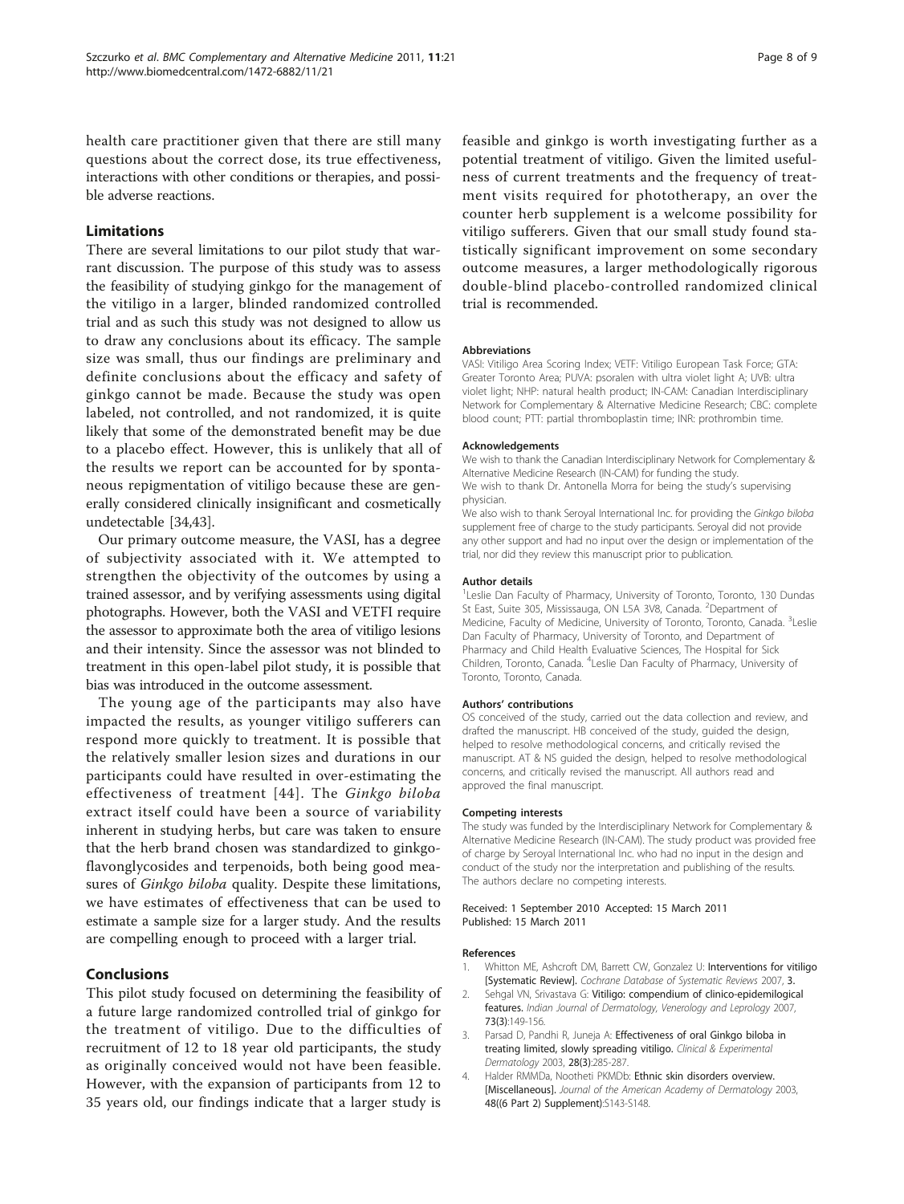health care practitioner given that there are still many questions about the correct dose, its true effectiveness, interactions with other conditions or therapies, and possible adverse reactions.

## Limitations

There are several limitations to our pilot study that warrant discussion. The purpose of this study was to assess the feasibility of studying ginkgo for the management of the vitiligo in a larger, blinded randomized controlled trial and as such this study was not designed to allow us to draw any conclusions about its efficacy. The sample size was small, thus our findings are preliminary and definite conclusions about the efficacy and safety of ginkgo cannot be made. Because the study was open labeled, not controlled, and not randomized, it is quite likely that some of the demonstrated benefit may be due to a placebo effect. However, this is unlikely that all of the results we report can be accounted for by spontaneous repigmentation of vitiligo because these are generally considered clinically insignificant and cosmetically undetectable [34,43].

Our primary outcome measure, the VASI, has a degree of subjectivity associated with it. We attempted to strengthen the objectivity of the outcomes by using a trained assessor, and by verifying assessments using digital photographs. However, both the VASI and VETFI require the assessor to approximate both the area of vitiligo lesions and their intensity. Since the assessor was not blinded to treatment in this open-label pilot study, it is possible that bias was introduced in the outcome assessment.

The young age of the participants may also have impacted the results, as younger vitiligo sufferers can respond more quickly to treatment. It is possible that the relatively smaller lesion sizes and durations in our participants could have resulted in over-estimating the effectiveness of treatment [44]. The *Ginkgo biloba* extract itself could have been a source of variability inherent in studying herbs, but care was taken to ensure that the herb brand chosen was standardized to ginkgo-flavonglycosides and terpenoids, both being good measures of *Ginkgo biloba* quality. Despite these limitations, we have estimates of effectiveness that can be used to estimate a sample size for a larger study. And the results are compelling enough to proceed with a larger trial.

## Conclusions

This pilot study focused on determining the feasibility of a future large randomized controlled trial of ginkgo for the treatment of vitiligo. Due to the difficulties of recruitment of 12 to 18 year old participants, the study as originally conceived would not have been feasible. However, with the expansion of participants from 12 to 35 years old, our findings indicate that a larger study is feasible and ginkgo is worth investigating further as a potential treatment of vitiligo. Given the limited usefulness of current treatments and the frequency of treatment visits required for phototherapy, an over the counter herb supplement is a welcome possibility for vitiligo sufferers. Given that our small study found statistically significant improvement on some secondary outcome measures, a larger methodologically rigorous double-blind placebo-controlled randomized clinical trial is recommended.

#### Abbreviations

VASI: Vitiligo Area Scoring Index; VETF: Vitiligo European Task Force; GTA: Greater Toronto Area; PUVA: psoralen with ultra violet light A; UVB: ultra violet light; NHP: natural health product; IN-CAM: Canadian Interdisciplinary Network for Complementary & Alternative Medicine Research; CBC: complete blood count; PTT: partial thromboplastin time; INR: prothrombin time.

#### Acknowledgements

We wish to thank the Canadian Interdisciplinary Network for Complementary & Alternative Medicine Research (IN-CAM) for funding the study.

We wish to thank Dr. Antonella Morra for being the study's supervising physician.

We also wish to thank Seroyal International Inc. for providing the *Ginkgo biloba* supplement free of charge to the study participants. Seroyal did not provide any other support and had no input over the design or implementation of the trial, nor did they review this manuscript prior to publication.

#### Author details

[1]Leslie Dan Faculty of Pharmacy, University of Toronto, Toronto, 130 Dundas St East, Suite 305, Mississauga, ON L5A 3V8, Canada. [2]Department of Medicine, Faculty of Medicine, University of Toronto, Toronto, Canada. [3]Leslie Dan Faculty of Pharmacy, University of Toronto, and Department of Pharmacy and Child Health Evaluative Sciences, The Hospital for Sick Children, Toronto, Canada. [4]Leslie Dan Faculty of Pharmacy, University of Toronto, Toronto, Canada.

#### Authors' contributions

OS conceived of the study, carried out the data collection and review, and drafted the manuscript. HB conceived of the study, guided the design, helped to resolve methodological concerns, and critically revised the manuscript. AT & NS guided the design, helped to resolve methodological concerns, and critically revised the manuscript. All authors read and approved the final manuscript.

#### Competing interests

The study was funded by the Interdisciplinary Network for Complementary & Alternative Medicine Research (IN-CAM). The study product was provided free of charge by Seroyal International Inc. who had no input in the design and conduct of the study nor the interpretation and publishing of the results. The authors declare no competing interests.

Received: 1 September 2010 Accepted: 15 March 2011
Published: 15 March 2011

#### References

1. Whitton ME, Ashcroft DM, Barrett CW, Gonzalez U: **Interventions for vitiligo [Systematic Review].** *Cochrane Database of Systematic Reviews* 2007, **3**.
2. Sehgal VN, Srivastava G: **Vitiligo: compendium of clinico-epidemilogical features.** *Indian Journal of Dermatology, Venerology and Leprology* 2007, **73(3)**:149-156.
3. Parsad D, Pandhi R, Juneja A: **Effectiveness of oral Ginkgo biloba in treating limited, slowly spreading vitiligo.** *Clinical & Experimental Dermatology* 2003, **28(3)**:285-287.
4. Halder RMMDa, Nootheti PKMDb: **Ethnic skin disorders overview. [Miscellaneous].** *Journal of the American Academy of Dermatology* 2003, **48((6 Part 2) Supplement)**:S143-S148.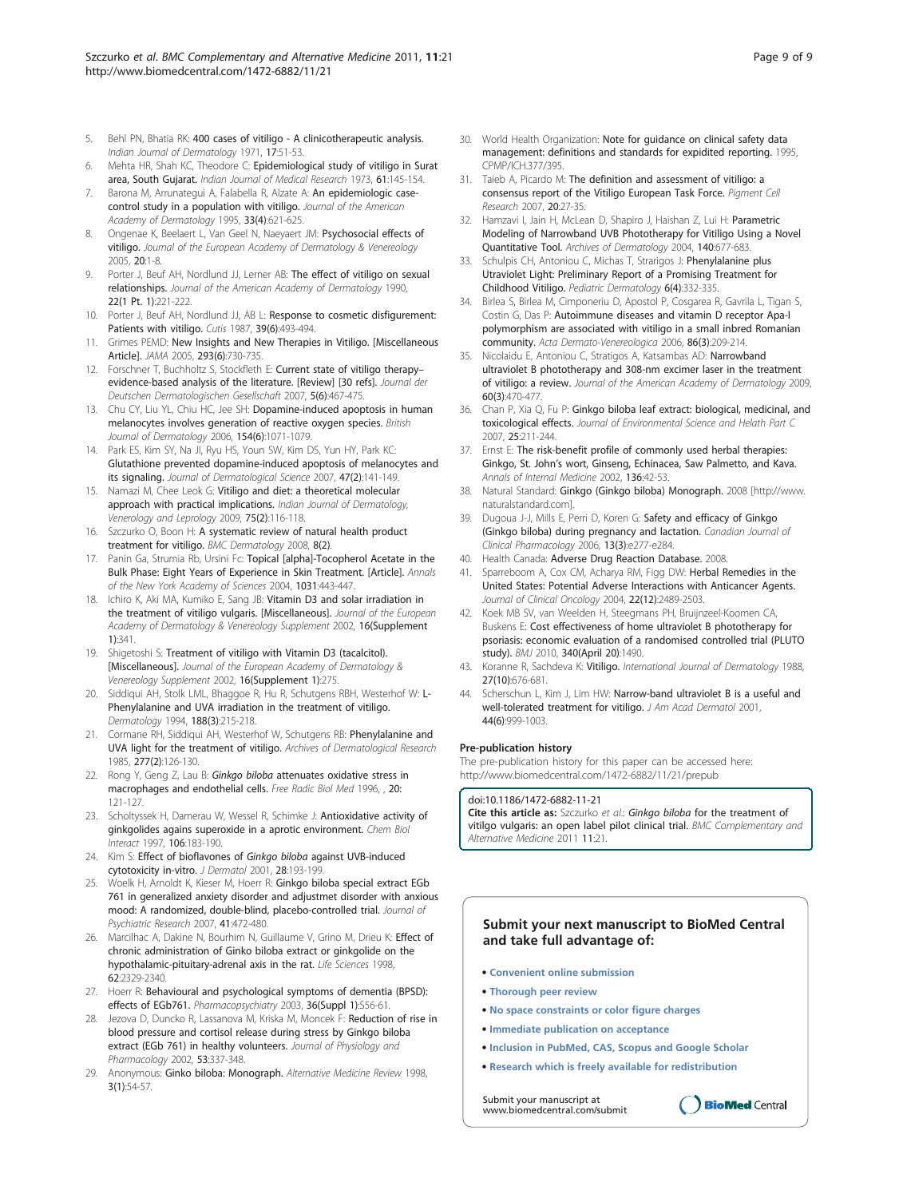5. Behl PN, Bhatia RK: 400 cases of vitiligo - A clinicotherapeutic analysis. *Indian Journal of Dermatology* 1971, 17:51-53.
6. Mehta HR, Shah KC, Theodore C: Epidemiological study of vitiligo in Surat area, South Gujarat. *Indian Journal of Medical Research* 1973, 61:145-154.
7. Barona M, Arrunategui A, Falabella R, Alzate A: An epidemiologic case-control study in a population with vitiligo. *Journal of the American Academy of Dermatology* 1995, 33(4):621-625.
8. Ongenae K, Beelaert L, Van Geel N, Naeyaert JM: Psychosocial effects of vitiligo. *Journal of the European Academy of Dermatology & Venereology* 2005, 20:1-8.
9. Porter J, Beuf AH, Nordlund JJ, Lerner AB: The effect of vitiligo on sexual relationships. *Journal of the American Academy of Dermatology* 1990, 22(1 Pt. 1):221-222.
10. Porter J, Beuf AH, Nordlund JJ, AB L: Response to cosmetic disfigurement: Patients with vitiligo. *Cutis* 1987, 39(6):493-494.
11. Grimes PEMD: New Insights and New Therapies in Vitiligo. [Miscellaneous Article]. *JAMA* 2005, 293(6):730-735.
12. Forschner T, Buchholtz S, Stockfleth E: Current state of vitiligo therapy–evidence-based analysis of the literature. [Review] [30 refs]. *Journal der Deutschen Dermatologischen Gesellschaft* 2007, 5(6):467-475.
13. Chu CY, Liu YL, Chiu HC, Jee SH: Dopamine-induced apoptosis in human melanocytes involves generation of reactive oxygen species. *British Journal of Dermatology* 2006, 154(6):1071-1079.
14. Park ES, Kim SY, Na JI, Ryu HS, Youn SW, Kim DS, Yun HY, Park KC: Glutathione prevented dopamine-induced apoptosis of melanocytes and its signaling. *Journal of Dermatological Science* 2007, 47(2):141-149.
15. Namazi M, Chee Leok G: Vitiligo and diet: a theoretical molecular approach with practical implications. *Indian Journal of Dermatology, Venerology and Leprology* 2009, 75(2):116-118.
16. Szczurko O, Boon H: A systematic review of natural health product treatment for vitiligo. *BMC Dermatology* 2008, 8(2).
17. Panin Ga, Strumia Rb, Ursini Fc: Topical [alpha]-Tocopherol Acetate in the Bulk Phase: Eight Years of Experience in Skin Treatment. [Article]. *Annals of the New York Academy of Sciences* 2004, 1031:443-447.
18. Ichiro K, Aki MA, Kumiko E, Sang JB: Vitamin D3 and solar irradiation in the treatment of vitiligo vulgaris. [Miscellaneous]. *Journal of the European Academy of Dermatology & Venereology Supplement* 2002, 16(Supplement 1):341.
19. Shigetoshi S: Treatment of vitiligo with Vitamin D3 (tacalcitol). [Miscellaneous]. *Journal of the European Academy of Dermatology & Venereology Supplement* 2002, 16(Supplement 1):275.
20. Siddiqui AH, Stolk LML, Bhaggoe R, Hu R, Schutgens RBH, Westerhof W: L-Phenylalanine and UVA irradiation in the treatment of vitiligo. *Dermatology* 1994, 188(3):215-218.
21. Cormane RH, Siddiqui AH, Westerhof W, Schutgens RB: Phenylalanine and UVA light for the treatment of vitiligo. *Archives of Dermatological Research* 1985, 277(2):126-130.
22. Rong Y, Geng Z, Lau B: *Ginkgo biloba* attenuates oxidative stress in macrophages and endothelial cells. *Free Radic Biol Med* 1996, , 20: 121-127.
23. Scholtyssek H, Damerau W, Wessel R, Schimke J: Antioxidative activity of ginkgolides agains superoxide in a aprotic environment. *Chem Biol Interact* 1997, 106:183-190.
24. Kim S: Effect of bioflavones of *Ginkgo biloba* against UVB-induced cytotoxicity in-vitro. *J Dermatol* 2001, 28:193-199.
25. Woelk H, Arnoldt K, Kieser M, Hoerr R: Ginkgo biloba special extract EGb 761 in generalized anxiety disorder and adjustmet disorder with anxious mood: A randomized, double-blind, placebo-controlled trial. *Journal of Psychiatric Research* 2007, 41:472-480.
26. Marcilhac A, Dakine N, Bourhim N, Guillaume V, Grino M, Drieu K: Effect of chronic administration of Ginko biloba extract or ginkgolide on the hypothalamic-pituitary-adrenal axis in the rat. *Life Sciences* 1998, 62:2329-2340.
27. Hoerr R: Behavioural and psychological symptoms of dementia (BPSD): effects of EGb761. *Pharmacopsychiatry* 2003, 36(Suppl 1):S56-61.
28. Jezova D, Duncko R, Lassanova M, Kriska M, Moncek F: Reduction of rise in blood pressure and cortisol release during stress by Ginkgo biloba extract (EGb 761) in healthy volunteers. *Journal of Physiology and Pharmacology* 2002, 53:337-348.
29. Anonymous: Ginko biloba: Monograph. *Alternative Medicine Review* 1998, 3(1):54-57.
30. World Health Organization: Note for guidance on clinical safety data management: definitions and standards for expidited reporting. 1995, CPMP/ICH.377/395.
31. Taieb A, Picardo M: The definition and assessment of vitiligo: a consensus report of the Vitiligo European Task Force. *Pigment Cell Research* 2007, 20:27-35.
32. Hamzavi I, Jain H, McLean D, Shapiro J, Haishan Z, Lui H: Parametric Modeling of Narrowband UVB Phototherapy for Vitiligo Using a Novel Quantitative Tool. *Archives of Dermatology* 2004, 140:677-683.
33. Schulpis CH, Antoniou C, Michas T, Strarigos J: Phenylalanine plus Utraviolet Light: Preliminary Report of a Promising Treatment for Childhood Vitiligo. *Pediatric Dermatology* 6(4):332-335.
34. Birlea S, Birlea M, Cimponeriu D, Apostol P, Cosgarea R, Gavrila L, Tigan S, Costin G, Das P: Autoimmune diseases and vitamin D receptor Apa-I polymorphism are associated with vitiligo in a small inbred Romanian community. *Acta Dermato-Venereologica* 2006, 86(3):209-214.
35. Nicolaidu E, Antoniou C, Stratigos A, Katsambas AD: Narrowband ultraviolet B phototherapy and 308-nm excimer laser in the treatment of vitiligo: a review. *Journal of the American Academy of Dermatology* 2009, 60(3):470-477.
36. Chan P, Xia Q, Fu P: Ginkgo biloba leaf extract: biological, medicinal, and toxicological effects. *Journal of Environmental Science and Helath Part C* 2007, 25:211-244.
37. Ernst E: The risk-benefit profile of commonly used herbal therapies: Ginkgo, St. John's wort, Ginseng, Echinacea, Saw Palmetto, and Kava. *Annals of Internal Medicine* 2002, 136:42-53.
38. Natural Standard: Ginkgo (Ginkgo biloba) Monograph. 2008 [http://www.naturalstandard.com].
39. Dugoua J-J, Mills E, Perri D, Koren G: Safety and efficacy of Ginkgo (Ginkgo biloba) during pregnancy and lactation. *Canadian Journal of Clinical Pharmacology* 2006, 13(3):e277-e284.
40. Health Canada: Adverse Drug Reaction Database. 2008.
41. Sparreboom A, Cox CM, Acharya RM, Figg DW: Herbal Remedies in the United States: Potential Adverse Interactions with Anticancer Agents. *Journal of Clinical Oncology* 2004, 22(12):2489-2503.
42. Koek MB SV, van Weelden H, Steegmans PH, Bruijnzeel-Koomen CA, Buskens E: Cost effectiveness of home ultraviolet B phototherapy for psoriasis: economic evaluation of a randomised controlled trial (PLUTO study). *BMJ* 2010, 340(April 20):1490.
43. Koranne R, Sachdeva K: Vitiligo. *International Journal of Dermatology* 1988, 27(10):676-681.
44. Scherschun L, Kim J, Lim HW: Narrow-band ultraviolet B is a useful and well-tolerated treatment for vitiligo. *J Am Acad Dermatol* 2001, 44(6):999-1003.

## Pre-publication history

The pre-publication history for this paper can be accessed here:
http://www.biomedcentral.com/1472-6882/11/21/prepub

doi:10.1186/1472-6882-11-21

**Cite this article as:** Szczurko *et al.*: *Ginkgo biloba* for the treatment of vitilgo vulgaris: an open label pilot clinical trial. *BMC Complementary and Alternative Medicine* 2011 11:21.

**Submit your next manuscript to BioMed Central and take full advantage of:**

- Convenient online submission
- Thorough peer review
- No space constraints or color figure charges
- Immediate publication on acceptance
- Inclusion in PubMed, CAS, Scopus and Google Scholar
- Research which is freely available for redistribution

Submit your manuscript at
www.biomedcentral.com/submit

BioMed Central